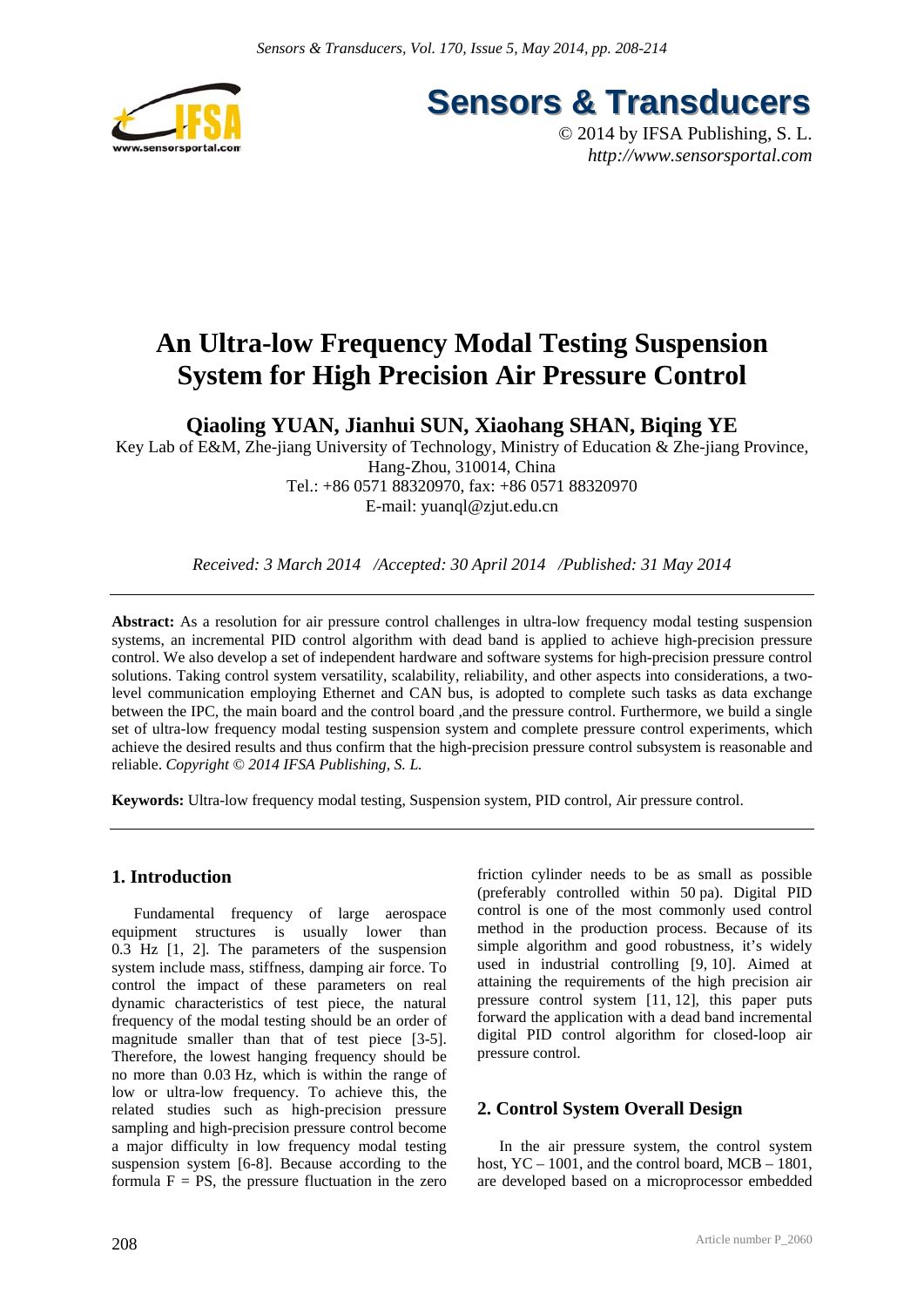# An Ultra-low Frequency Modal Testing Suspension System for High Precision Air Pressure Control

**Qiaoling YUAN, Jianhui SUN, Xiaohang SHAN, Biqing YE**

Key Lab of E&M, Zhe-jiang University of Technology, Ministry of Education & Zhe-jiang Province, Hang-Zhou, 310014, China

Tel.: +86 0571 88320970, fax: +86 0571 88320970

E-mail: yuanql@zjut.edu.cn

*Received: 3 March 2014 /Accepted: 30 April 2014 /Published: 31 May 2014*

**Abstract:** As a resolution for air pressure control challenges in ultra-low frequency modal testing suspension systems, an incremental PID control algorithm with dead band is applied to achieve high-precision pressure control. We also develop a set of independent hardware and software systems for high-precision pressure control solutions. Taking control system versatility, scalability, reliability, and other aspects into considerations, a two-level communication employing Ethernet and CAN bus, is adopted to complete such tasks as data exchange between the IPC, the main board and the control board ,and the pressure control. Furthermore, we build a single set of ultra-low frequency modal testing suspension system and complete pressure control experiments, which achieve the desired results and thus confirm that the high-precision pressure control subsystem is reasonable and reliable. *Copyright © 2014 IFSA Publishing, S. L.*

**Keywords:** Ultra-low frequency modal testing, Suspension system, PID control, Air pressure control.

## 1. Introduction

Fundamental frequency of large aerospace equipment structures is usually lower than 0.3 Hz [1, 2]. The parameters of the suspension system include mass, stiffness, damping air force. To control the impact of these parameters on real dynamic characteristics of test piece, the natural frequency of the modal testing should be an order of magnitude smaller than that of test piece [3-5]. Therefore, the lowest hanging frequency should be no more than 0.03 Hz, which is within the range of low or ultra-low frequency. To achieve this, the related studies such as high-precision pressure sampling and high-precision pressure control become a major difficulty in low frequency modal testing suspension system [6-8]. Because according to the formula $F = PS$, the pressure fluctuation in the zero friction cylinder needs to be as small as possible (preferably controlled within 50 pa). Digital PID control is one of the most commonly used control method in the production process. Because of its simple algorithm and good robustness, it's widely used in industrial controlling [9, 10]. Aimed at attaining the requirements of the high precision air pressure control system [11, 12], this paper puts forward the application with a dead band incremental digital PID control algorithm for closed-loop air pressure control.

## 2. Control System Overall Design

In the air pressure system, the control system host, YC – 1001, and the control board, MCB – 1801, are developed based on a microprocessor embedded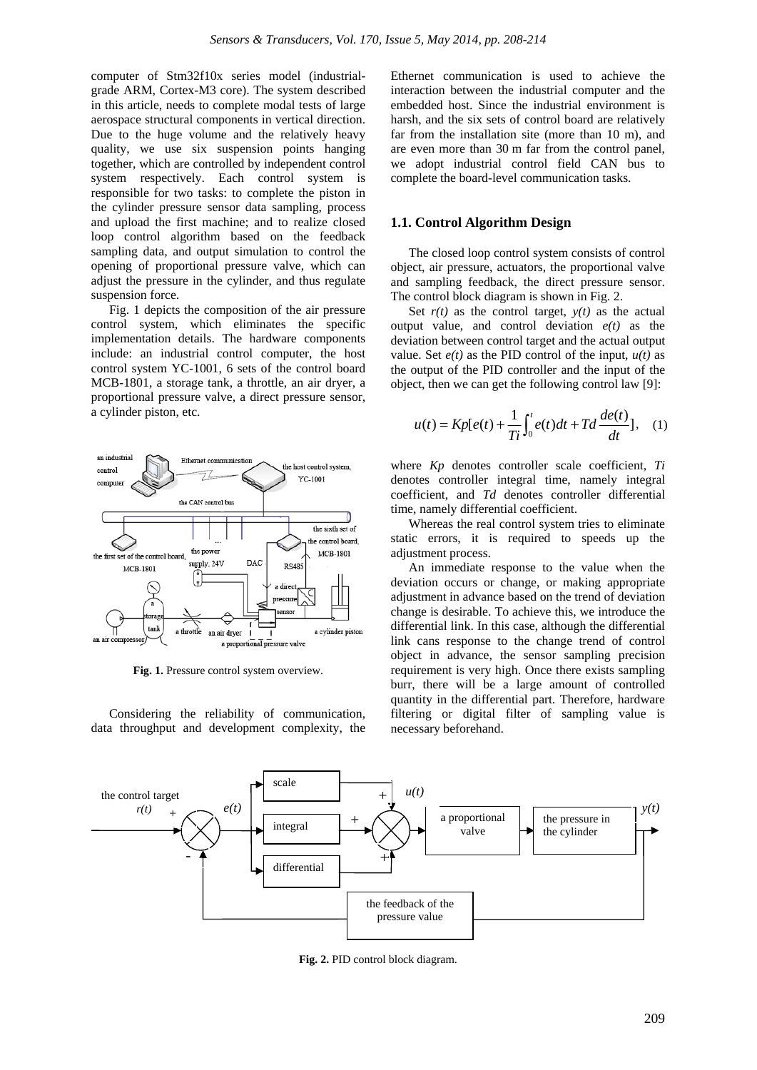computer of Stm32f10x series model (industrial-grade ARM, Cortex-M3 core). The system described in this article, needs to complete modal tests of large aerospace structural components in vertical direction. Due to the huge volume and the relatively heavy quality, we use six suspension points hanging together, which are controlled by independent control system respectively. Each control system is responsible for two tasks: to complete the piston in the cylinder pressure sensor data sampling, process and upload the first machine; and to realize closed loop control algorithm based on the feedback sampling data, and output simulation to control the opening of proportional pressure valve, which can adjust the pressure in the cylinder, and thus regulate suspension force.

Fig. 1 depicts the composition of the air pressure control system, which eliminates the specific implementation details. The hardware components include: an industrial control computer, the host control system YC-1001, 6 sets of the control board MCB-1801, a storage tank, a throttle, an air dryer, a proportional pressure valve, a direct pressure sensor, a cylinder piston, etc.

**Fig. 1.** Pressure control system overview.

Considering the reliability of communication, data throughput and development complexity, the Ethernet communication is used to achieve the interaction between the industrial computer and the embedded host. Since the industrial environment is harsh, and the six sets of control board are relatively far from the installation site (more than 10 m), and are even more than 30 m far from the control panel, we adopt industrial control field CAN bus to complete the board-level communication tasks.

### 1.1. Control Algorithm Design

The closed loop control system consists of control object, air pressure, actuators, the proportional valve and sampling feedback, the direct pressure sensor. The control block diagram is shown in Fig. 2.

Set $r(t)$ as the control target, $y(t)$ as the actual output value, and control deviation $e(t)$ as the deviation between control target and the actual output value. Set $e(t)$ as the PID control of the input, $u(t)$ as the output of the PID controller and the input of the object, then we can get the following control law [9]:

$$u(t) = Kp[e(t) + \frac{1}{Ti}\int_0^t e(t)dt + Td\frac{de(t)}{dt}], \quad (1)$$

where $Kp$ denotes controller scale coefficient, $Ti$ denotes controller integral time, namely integral coefficient, and $Td$ denotes controller differential time, namely differential coefficient.

Whereas the real control system tries to eliminate static errors, it is required to speeds up the adjustment process.

An immediate response to the value when the deviation occurs or change, or making appropriate adjustment in advance based on the trend of deviation change is desirable. To achieve this, we introduce the differential link. In this case, although the differential link cans response to the change trend of control object in advance, the sensor sampling precision requirement is very high. Once there exists sampling burr, there will be a large amount of controlled quantity in the differential part. Therefore, hardware filtering or digital filter of sampling value is necessary beforehand.

**Fig. 2.** PID control block diagram.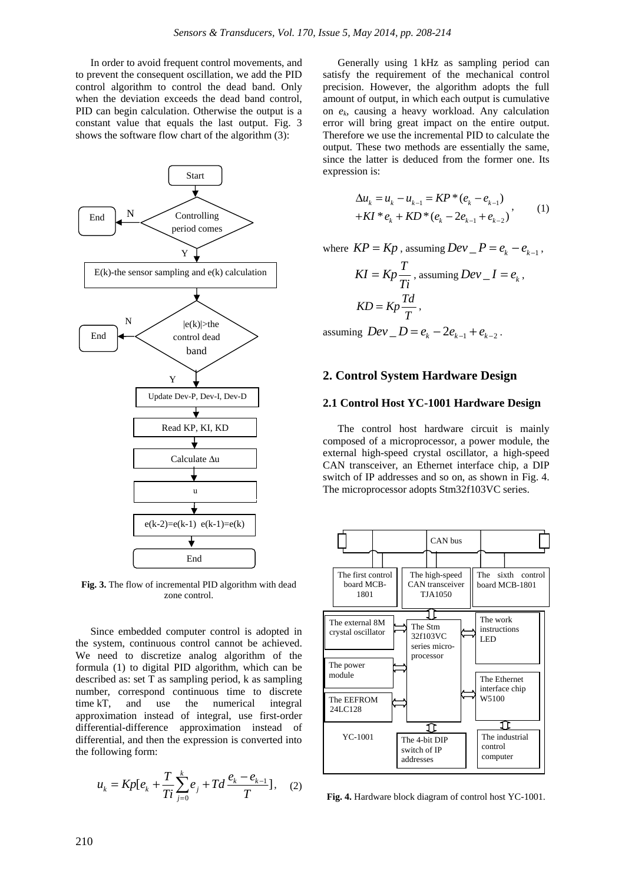In order to avoid frequent control movements, and to prevent the consequent oscillation, we add the PID control algorithm to control the dead band. Only when the deviation exceeds the dead band control, PID can begin calculation. Otherwise the output is a constant value that equals the last output. Fig. 3 shows the software flow chart of the algorithm (3):

**Fig. 3.** The flow of incremental PID algorithm with dead zone control.

Since embedded computer control is adopted in the system, continuous control cannot be achieved. We need to discretize analog algorithm of the formula (1) to digital PID algorithm, which can be described as: set T as sampling period, k as sampling number, correspond continuous time to discrete time kT, and use the numerical integral approximation instead of integral, use first-order differential-difference approximation instead of differential, and then the expression is converted into the following form:

$$u_k = Kp[e_k + \frac{T}{Ti}\sum_{j=0}^{k} e_j + Td\frac{e_k - e_{k-1}}{T}], \quad (2)$$

Generally using 1 kHz as sampling period can satisfy the requirement of the mechanical control precision. However, the algorithm adopts the full amount of output, in which each output is cumulative on $e_k$, causing a heavy workload. Any calculation error will bring great impact on the entire output. Therefore we use the incremental PID to calculate the output. These two methods are essentially the same, since the latter is deduced from the former one. Its expression is:

$$\begin{aligned}\Delta u_k &= u_k - u_{k-1} = KP*(e_k - e_{k-1}) \\ &+ KI*e_k + KD*(e_k - 2e_{k-1} + e_{k-2})\end{aligned}, \quad (1)$$

where $KP = Kp$, assuming $Dev\_P = e_k - e_{k-1}$,

$KI = Kp\frac{T}{Ti}$, assuming $Dev\_I = e_k$,

$KD = Kp\frac{Td}{T}$,

assuming $Dev\_D = e_k - 2e_{k-1} + e_{k-2}$.

## 2. Control System Hardware Design

### 2.1 Control Host YC-1001 Hardware Design

The control host hardware circuit is mainly composed of a microprocessor, a power module, the external high-speed crystal oscillator, a high-speed CAN transceiver, an Ethernet interface chip, a DIP switch of IP addresses and so on, as shown in Fig. 4. The microprocessor adopts Stm32f103VC series.

**Fig. 4.** Hardware block diagram of control host YC-1001.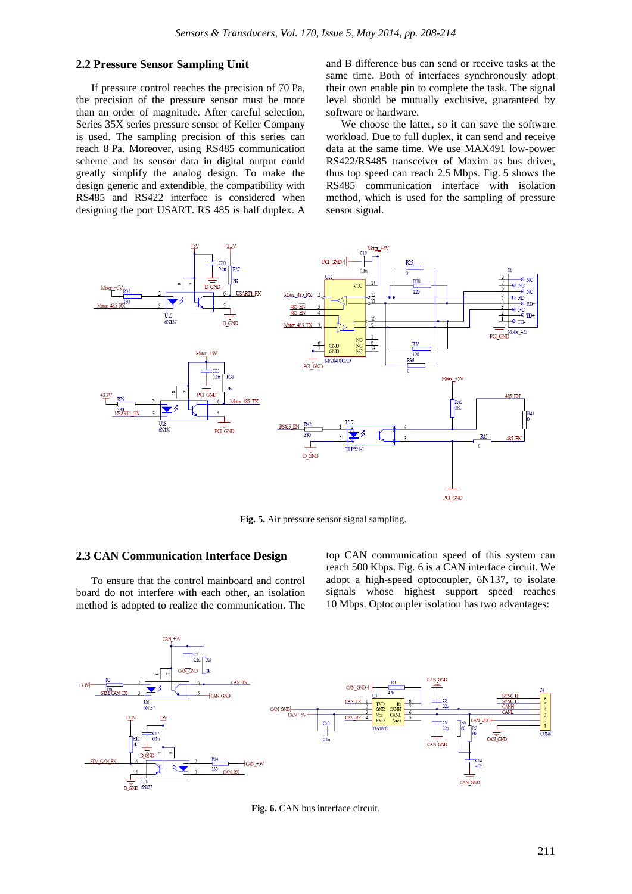## 2.2 Pressure Sensor Sampling Unit

If pressure control reaches the precision of 70 Pa, the precision of the pressure sensor must be more than an order of magnitude. After careful selection, Series 35X series pressure sensor of Keller Company is used. The sampling precision of this series can reach 8 Pa. Moreover, using RS485 communication scheme and its sensor data in digital output could greatly simplify the analog design. To make the design generic and extendible, the compatibility with RS485 and RS422 interface is considered when designing the port USART. RS 485 is half duplex. A and B difference bus can send or receive tasks at the same time. Both of interfaces synchronously adopt their own enable pin to complete the task. The signal level should be mutually exclusive, guaranteed by software or hardware.

We choose the latter, so it can save the software workload. Due to full duplex, it can send and receive data at the same time. We use MAX491 low-power RS422/RS485 transceiver of Maxim as bus driver, thus top speed can reach 2.5 Mbps. Fig. 5 shows the RS485 communication interface with isolation method, which is used for the sampling of pressure sensor signal.

**Fig. 5.** Air pressure sensor signal sampling.

## 2.3 CAN Communication Interface Design

To ensure that the control mainboard and control board do not interfere with each other, an isolation method is adopted to realize the communication. The top CAN communication speed of this system can reach 500 Kbps. Fig. 6 is a CAN interface circuit. We adopt a high-speed optocoupler, 6N137, to isolate signals whose highest support speed reaches 10 Mbps. Optocoupler isolation has two advantages:

**Fig. 6.** CAN bus interface circuit.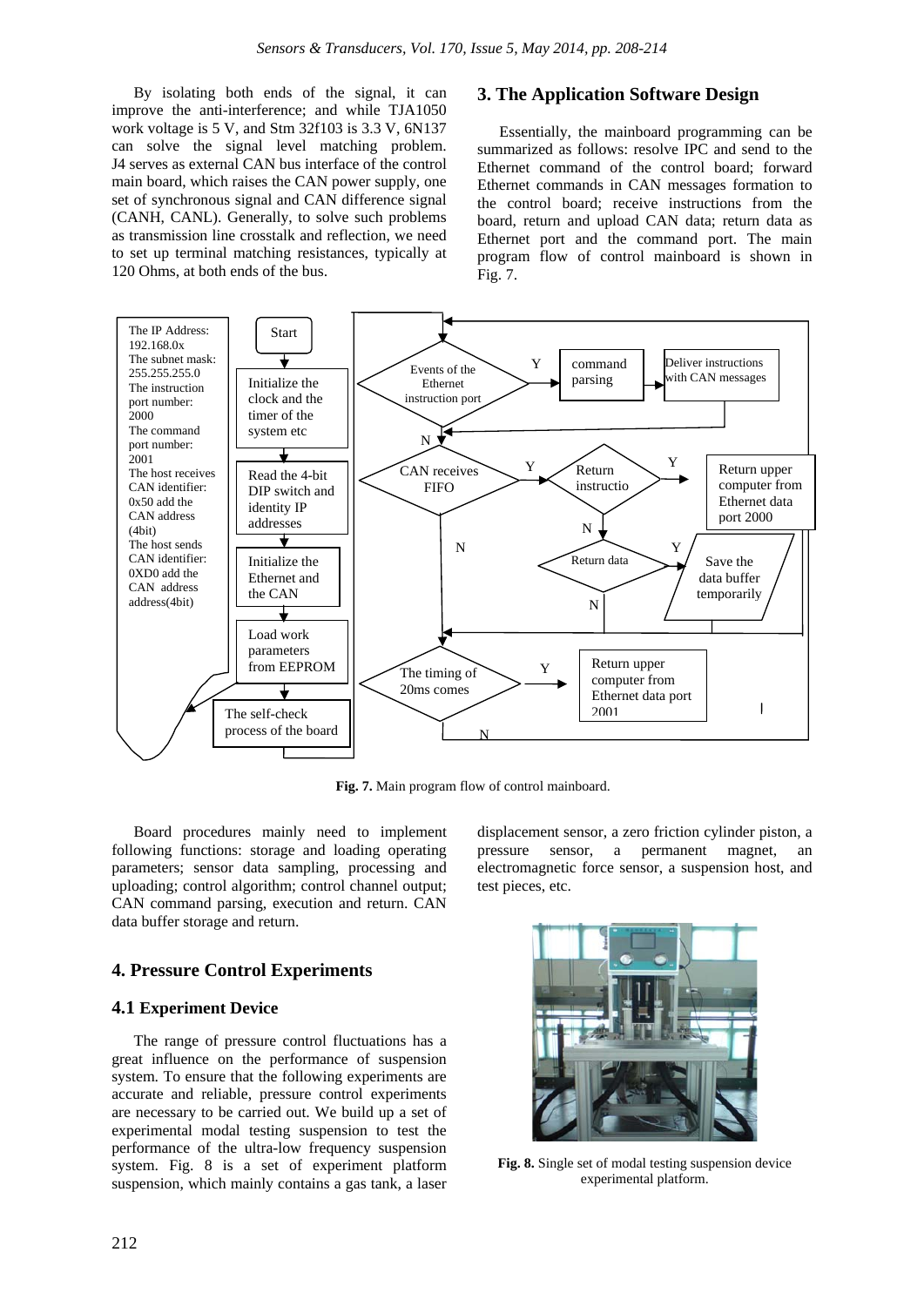By isolating both ends of the signal, it can improve the anti-interference; and while TJA1050 work voltage is 5 V, and Stm 32f103 is 3.3 V, 6N137 can solve the signal level matching problem. J4 serves as external CAN bus interface of the control main board, which raises the CAN power supply, one set of synchronous signal and CAN difference signal (CANH, CANL). Generally, to solve such problems as transmission line crosstalk and reflection, we need to set up terminal matching resistances, typically at 120 Ohms, at both ends of the bus.

## 3. The Application Software Design

Essentially, the mainboard programming can be summarized as follows: resolve IPC and send to the Ethernet command of the control board; forward Ethernet commands in CAN messages formation to the control board; receive instructions from the board, return and upload CAN data; return data as Ethernet port and the command port. The main program flow of control mainboard is shown in Fig. 7.

**Fig. 7.** Main program flow of control mainboard.

Board procedures mainly need to implement following functions: storage and loading operating parameters; sensor data sampling, processing and uploading; control algorithm; control channel output; CAN command parsing, execution and return. CAN data buffer storage and return.

## 4. Pressure Control Experiments

### 4.1 Experiment Device

The range of pressure control fluctuations has a great influence on the performance of suspension system. To ensure that the following experiments are accurate and reliable, pressure control experiments are necessary to be carried out. We build up a set of experimental modal testing suspension to test the performance of the ultra-low frequency suspension system. Fig. 8 is a set of experiment platform suspension, which mainly contains a gas tank, a laser displacement sensor, a zero friction cylinder piston, a pressure sensor, a permanent magnet, an electromagnetic force sensor, a suspension host, and test pieces, etc.

**Fig. 8.** Single set of modal testing suspension device experimental platform.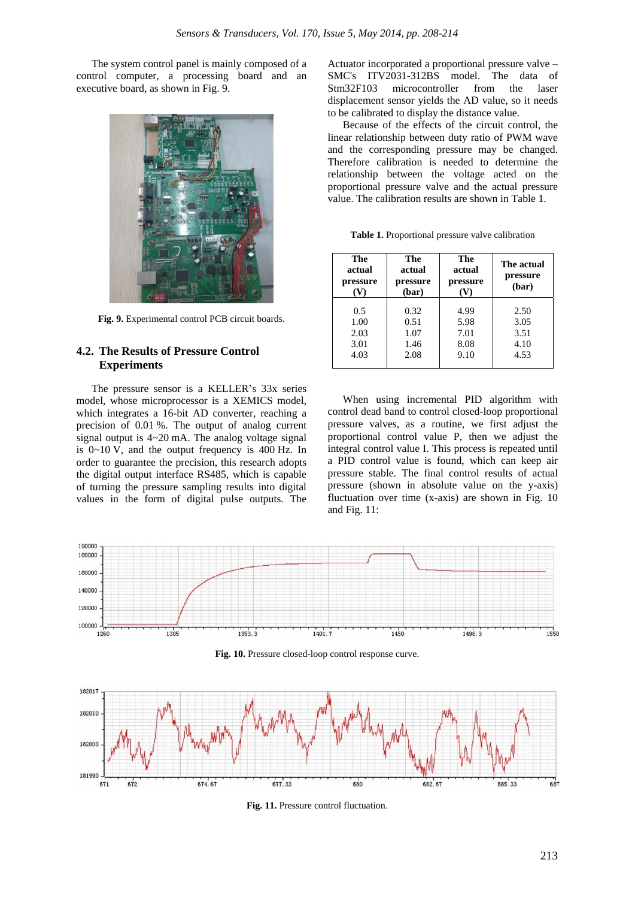The system control panel is mainly composed of a control computer, a processing board and an executive board, as shown in Fig. 9.

**Fig. 9.** Experimental control PCB circuit boards.

### 4.2. The Results of Pressure Control Experiments

The pressure sensor is a KELLER's 33x series model, whose microprocessor is a XEMICS model, which integrates a 16-bit AD converter, reaching a precision of 0.01 %. The output of analog current signal output is 4~20 mA. The analog voltage signal is 0~10 V, and the output frequency is 400 Hz. In order to guarantee the precision, this research adopts the digital output interface RS485, which is capable of turning the pressure sampling results into digital values in the form of digital pulse outputs. The Actuator incorporated a proportional pressure valve – SMC's ITV2031-312BS model. The data of Stm32F103 microcontroller from the laser displacement sensor yields the AD value, so it needs to be calibrated to display the distance value.

Because of the effects of the circuit control, the linear relationship between duty ratio of PWM wave and the corresponding pressure may be changed. Therefore calibration is needed to determine the relationship between the voltage acted on the proportional pressure valve and the actual pressure value. The calibration results are shown in Table 1.

**Table 1.** Proportional pressure valve calibration

| The actual pressure (V) | The actual pressure (bar) | The actual pressure (V) | The actual pressure (bar) |
|---|---|---|---|
| 0.5 | 0.32 | 4.99 | 2.50 |
| 1.00 | 0.51 | 5.98 | 3.05 |
| 2.03 | 1.07 | 7.01 | 3.51 |
| 3.01 | 1.46 | 8.08 | 4.10 |
| 4.03 | 2.08 | 9.10 | 4.53 |

When using incremental PID algorithm with control dead band to control closed-loop proportional pressure valves, as a routine, we first adjust the proportional control value P, then we adjust the integral control value I. This process is repeated until a PID control value is found, which can keep air pressure stable. The final control results of actual pressure (shown in absolute value on the y-axis) fluctuation over time (x-axis) are shown in Fig. 10 and Fig. 11:

**Fig. 10.** Pressure closed-loop control response curve.

**Fig. 11.** Pressure control fluctuation.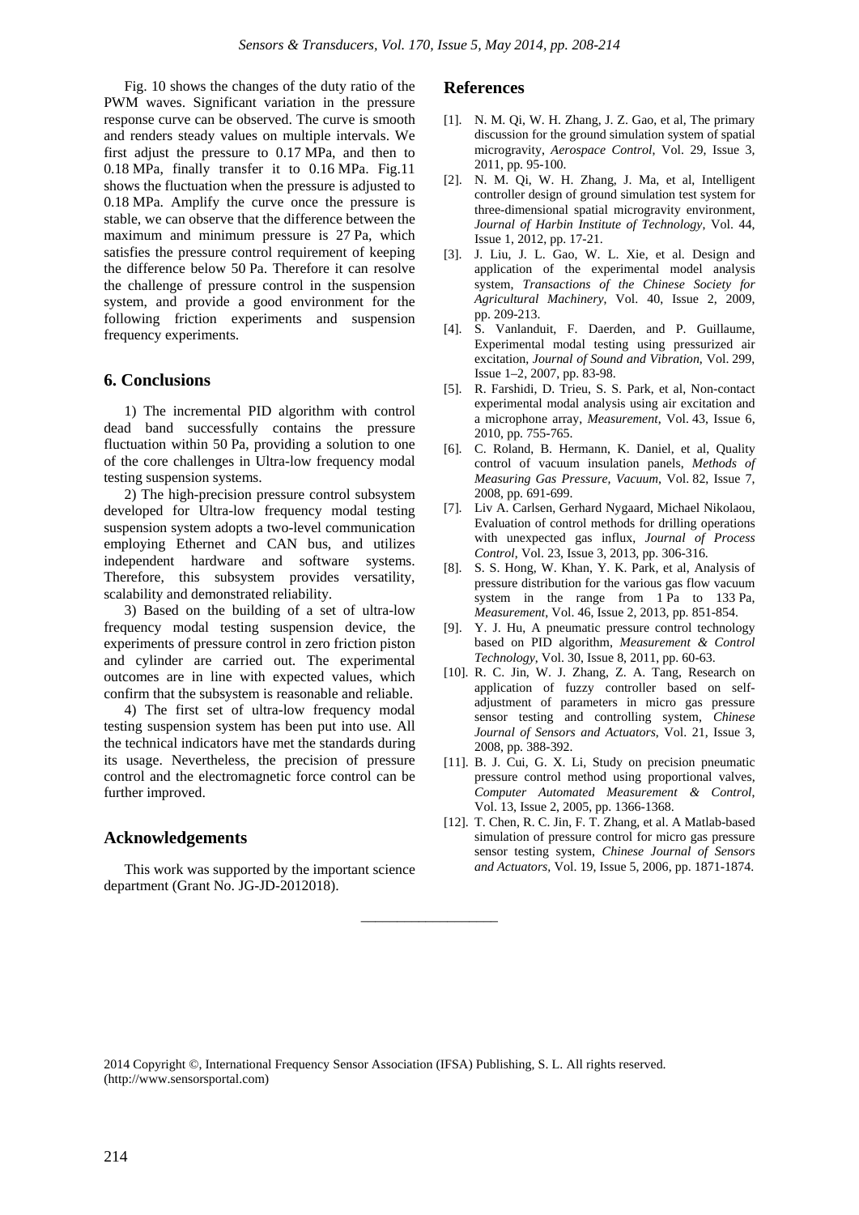Fig. 10 shows the changes of the duty ratio of the PWM waves. Significant variation in the pressure response curve can be observed. The curve is smooth and renders steady values on multiple intervals. We first adjust the pressure to 0.17 MPa, and then to 0.18 MPa, finally transfer it to 0.16 MPa. Fig.11 shows the fluctuation when the pressure is adjusted to 0.18 MPa. Amplify the curve once the pressure is stable, we can observe that the difference between the maximum and minimum pressure is 27 Pa, which satisfies the pressure control requirement of keeping the difference below 50 Pa. Therefore it can resolve the challenge of pressure control in the suspension system, and provide a good environment for the following friction experiments and suspension frequency experiments.

## 6. Conclusions

1) The incremental PID algorithm with control dead band successfully contains the pressure fluctuation within 50 Pa, providing a solution to one of the core challenges in Ultra-low frequency modal testing suspension systems.

2) The high-precision pressure control subsystem developed for Ultra-low frequency modal testing suspension system adopts a two-level communication employing Ethernet and CAN bus, and utilizes independent hardware and software systems. Therefore, this subsystem provides versatility, scalability and demonstrated reliability.

3) Based on the building of a set of ultra-low frequency modal testing suspension device, the experiments of pressure control in zero friction piston and cylinder are carried out. The experimental outcomes are in line with expected values, which confirm that the subsystem is reasonable and reliable.

4) The first set of ultra-low frequency modal testing suspension system has been put into use. All the technical indicators have met the standards during its usage. Nevertheless, the precision of pressure control and the electromagnetic force control can be further improved.

## Acknowledgements

This work was supported by the important science department (Grant No. JG-JD-2012018).

## References

[1]. N. M. Qi, W. H. Zhang, J. Z. Gao, et al, The primary discussion for the ground simulation system of spatial microgravity, *Aerospace Control*, Vol. 29, Issue 3, 2011, pp. 95-100.

[2]. N. M. Qi, W. H. Zhang, J. Ma, et al, Intelligent controller design of ground simulation test system for three-dimensional spatial microgravity environment, *Journal of Harbin Institute of Technology*, Vol. 44, Issue 1, 2012, pp. 17-21.

[3]. J. Liu, J. L. Gao, W. L. Xie, et al. Design and application of the experimental model analysis system, *Transactions of the Chinese Society for Agricultural Machinery*, Vol. 40, Issue 2, 2009, pp. 209-213.

[4]. S. Vanlanduit, F. Daerden, and P. Guillaume, Experimental modal testing using pressurized air excitation, *Journal of Sound and Vibration*, Vol. 299, Issue 1–2, 2007, pp. 83-98.

[5]. R. Farshidi, D. Trieu, S. S. Park, et al, Non-contact experimental modal analysis using air excitation and a microphone array, *Measurement*, Vol. 43, Issue 6, 2010, pp. 755-765.

[6]. C. Roland, B. Hermann, K. Daniel, et al, Quality control of vacuum insulation panels, *Methods of Measuring Gas Pressure, Vacuum*, Vol. 82, Issue 7, 2008, pp. 691-699.

[7]. Liv A. Carlsen, Gerhard Nygaard, Michael Nikolaou, Evaluation of control methods for drilling operations with unexpected gas influx, *Journal of Process Control*, Vol. 23, Issue 3, 2013, pp. 306-316.

[8]. S. S. Hong, W. Khan, Y. K. Park, et al, Analysis of pressure distribution for the various gas flow vacuum system in the range from 1 Pa to 133 Pa, *Measurement*, Vol. 46, Issue 2, 2013, pp. 851-854.

[9]. Y. J. Hu, A pneumatic pressure control technology based on PID algorithm, *Measurement & Control Technology*, Vol. 30, Issue 8, 2011, pp. 60-63.

[10]. R. C. Jin, W. J. Zhang, Z. A. Tang, Research on application of fuzzy controller based on self-adjustment of parameters in micro gas pressure sensor testing and controlling system, *Chinese Journal of Sensors and Actuators*, Vol. 21, Issue 3, 2008, pp. 388-392.

[11]. B. J. Cui, G. X. Li, Study on precision pneumatic pressure control method using proportional valves, *Computer Automated Measurement & Control*, Vol. 13, Issue 2, 2005, pp. 1366-1368.

[12]. T. Chen, R. C. Jin, F. T. Zhang, et al. A Matlab-based simulation of pressure control for micro gas pressure sensor testing system, *Chinese Journal of Sensors and Actuators*, Vol. 19, Issue 5, 2006, pp. 1871-1874.

___________________

2014 Copyright ©, International Frequency Sensor Association (IFSA) Publishing, S. L. All rights reserved. (http://www.sensorsportal.com)